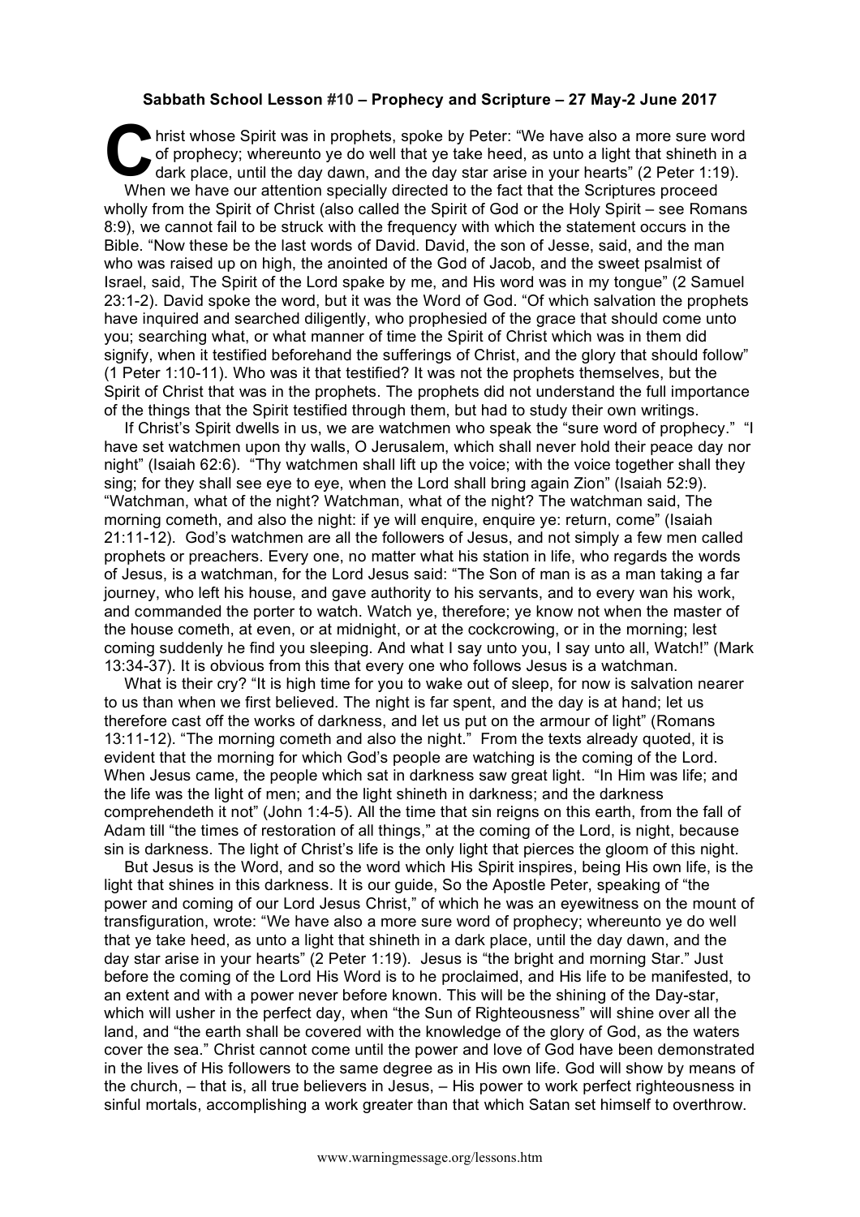**Sabbath School Lesson #10 – Prophecy and Scripture – 27 May-2 June 2017**

Christ whose Spirit was in prophets, spoke by Peter: "We have also a more sure word of prophecy; whereunto ye do well that ye take heed, as unto a light that shineth in a dark place, until the day dawn, and the day star arise in your hearts" (2 Peter 1:19).

When we have our attention specially directed to the fact that the Scriptures proceed wholly from the Spirit of Christ (also called the Spirit of God or the Holy Spirit – see Romans 8:9), we cannot fail to be struck with the frequency with which the statement occurs in the Bible. "Now these be the last words of David. David, the son of Jesse, said, and the man who was raised up on high, the anointed of the God of Jacob, and the sweet psalmist of Israel, said, The Spirit of the Lord spake by me, and His word was in my tongue" (2 Samuel 23:1-2). David spoke the word, but it was the Word of God. "Of which salvation the prophets have inquired and searched diligently, who prophesied of the grace that should come unto you; searching what, or what manner of time the Spirit of Christ which was in them did signify, when it testified beforehand the sufferings of Christ, and the glory that should follow" (1 Peter 1:10-11). Who was it that testified? It was not the prophets themselves, but the Spirit of Christ that was in the prophets. The prophets did not understand the full importance of the things that the Spirit testified through them, but had to study their own writings.

If Christ's Spirit dwells in us, we are watchmen who speak the "sure word of prophecy." "I have set watchmen upon thy walls, O Jerusalem, which shall never hold their peace day nor night" (Isaiah 62:6). "Thy watchmen shall lift up the voice; with the voice together shall they sing; for they shall see eye to eye, when the Lord shall bring again Zion" (Isaiah 52:9). "Watchman, what of the night? Watchman, what of the night? The watchman said, The morning cometh, and also the night: if ye will enquire, enquire ye: return, come" (Isaiah 21:11-12). God's watchmen are all the followers of Jesus, and not simply a few men called prophets or preachers. Every one, no matter what his station in life, who regards the words of Jesus, is a watchman, for the Lord Jesus said: "The Son of man is as a man taking a far journey, who left his house, and gave authority to his servants, and to every wan his work, and commanded the porter to watch. Watch ye, therefore; ye know not when the master of the house cometh, at even, or at midnight, or at the cockcrowing, or in the morning; lest coming suddenly he find you sleeping. And what I say unto you, I say unto all, Watch!" (Mark 13:34-37). It is obvious from this that every one who follows Jesus is a watchman.

What is their cry? "It is high time for you to wake out of sleep, for now is salvation nearer to us than when we first believed. The night is far spent, and the day is at hand; let us therefore cast off the works of darkness, and let us put on the armour of light" (Romans 13:11-12). "The morning cometh and also the night." From the texts already quoted, it is evident that the morning for which God's people are watching is the coming of the Lord. When Jesus came, the people which sat in darkness saw great light. "In Him was life; and the life was the light of men; and the light shineth in darkness; and the darkness comprehendeth it not" (John 1:4-5). All the time that sin reigns on this earth, from the fall of Adam till "the times of restoration of all things," at the coming of the Lord, is night, because sin is darkness. The light of Christ's life is the only light that pierces the gloom of this night.

But Jesus is the Word, and so the word which His Spirit inspires, being His own life, is the light that shines in this darkness. It is our guide, So the Apostle Peter, speaking of "the power and coming of our Lord Jesus Christ," of which he was an eyewitness on the mount of transfiguration, wrote: "We have also a more sure word of prophecy; whereunto ye do well that ye take heed, as unto a light that shineth in a dark place, until the day dawn, and the day star arise in your hearts" (2 Peter 1:19). Jesus is "the bright and morning Star." Just before the coming of the Lord His Word is to he proclaimed, and His life to be manifested, to an extent and with a power never before known. This will be the shining of the Day-star, which will usher in the perfect day, when "the Sun of Righteousness" will shine over all the land, and "the earth shall be covered with the knowledge of the glory of God, as the waters cover the sea." Christ cannot come until the power and love of God have been demonstrated in the lives of His followers to the same degree as in His own life. God will show by means of the church, – that is, all true believers in Jesus, – His power to work perfect righteousness in sinful mortals, accomplishing a work greater than that which Satan set himself to overthrow.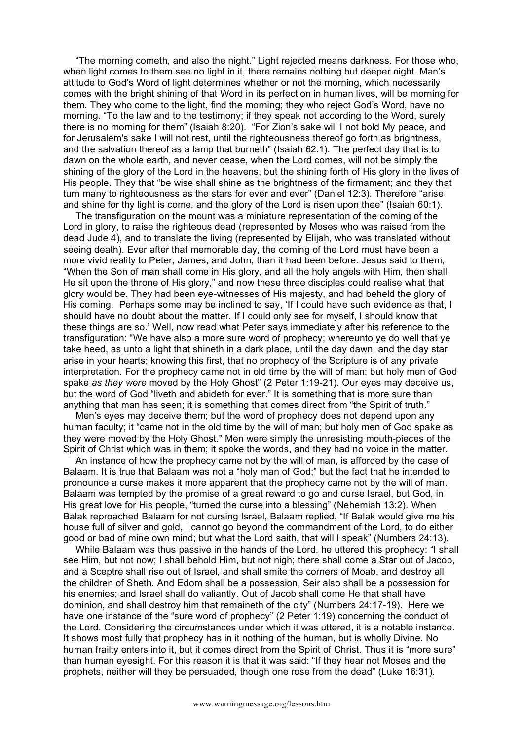"The morning cometh, and also the night." Light rejected means darkness. For those who, when light comes to them see no light in it, there remains nothing but deeper night. Man's attitude to God's Word of light determines whether or not the morning, which necessarily comes with the bright shining of that Word in its perfection in human lives, will be morning for them. They who come to the light, find the morning; they who reject God's Word, have no morning. "To the law and to the testimony; if they speak not according to the Word, surely there is no morning for them" (Isaiah 8:20). "For Zion's sake will I not bold My peace, and for Jerusalem's sake I will not rest, until the righteousness thereof go forth as brightness, and the salvation thereof as a lamp that burneth" (Isaiah 62:1). The perfect day that is to dawn on the whole earth, and never cease, when the Lord comes, will not be simply the shining of the glory of the Lord in the heavens, but the shining forth of His glory in the lives of His people. They that "be wise shall shine as the brightness of the firmament; and they that turn many to righteousness as the stars for ever and ever" (Daniel 12:3). Therefore "arise and shine for thy light is come, and the glory of the Lord is risen upon thee" (Isaiah 60:1).

The transfiguration on the mount was a miniature representation of the coming of the Lord in glory, to raise the righteous dead (represented by Moses who was raised from the dead Jude 4), and to translate the living (represented by Elijah, who was translate without seeing death). Ever after that memorable day, the coming of the Lord must have been a more vivid reality to Peter, James, and John, than it had been before. Jesus said to them, "When the Son of man shall come in His glory, and all the holy angels with Him, then shall He sit upon the throne of His glory," and now these three disciples could realise what that glory would be. They had been eye-witnesses of His majesty, and had beheld the glory of His coming. Perhaps some may be inclined to say, 'If I could have such evidence as that, I should have no doubt about the matter. If I could only see for myself, I should know that these things are so.' Well, now read what Peter says immediately after his reference to the transfiguration: "We have also a more sure word of prophecy; whereunto ye do well that ye take heed, as unto a light that shineth in a dark place, until the day dawn, and the day star arise in your hearts; knowing this first, that no prophecy of the Scripture is of any private interpretation. For the prophecy came not in old time by the will of man; but holy men of God spake *as they were* moved by the Holy Ghost" (2 Peter 1:19-21). Our eyes may deceive us, but the word of God "liveth and abideth for ever." It is something that is more sure than anything that man has seen; it is something that comes direct from "the Spirit of truth."

Men's eyes may deceive them; but the word of prophecy does not depend upon any human faculty; it "came not in the old time by the will of man; but holy men of God spake as they were moved by the Holy Ghost." Men were simply the unresisting mouth-pieces of the Spirit of Christ which was in them; it spoke the words, and they had no voice in the matter.

An instance of how the prophecy came not by the will of man, is afforded by the case of Balaam. It is true that Balaam was not a "holy man of God;" but the fact that he intended to pronounce a curse makes it more apparent that the prophecy came not by the will of man. Balaam was tempted by the promise of a great reward to go and curse Israel, but God, in His great love for His people, "turned the curse into a blessing" (Nehemiah 13:2). When Balak reproached Balaam for not cursing Israel, Balaam replied, "If Balak would give me his house full of silver and gold, I cannot go beyond the commandment of the Lord, to do either good or bad of mine own mind; but what the Lord saith, that will I speak" (Numbers 24:13).

While Balaam was thus passive in the hands of the Lord, he uttered this prophecy: "I shall see Him, but not now; I shall behold Him, but not nigh; there shall come a Star out of Jacob, and a Sceptre shall rise out of Israel, and shall smite the corners of Moab, and destroy all the children of Sheth. And Edom shall be a possession, Seir also shall be a possession for his enemies; and Israel shall do valiantly. Out of Jacob shall come He that shall have dominion, and shall destroy him that remaineth of the city" (Numbers 24:17-19). Here we have one instance of the "sure word of prophecy" (2 Peter 1:19) concerning the conduct of the Lord. Considering the circumstances under which it was uttered, it is a notable instance. It shows most fully that prophecy has in it nothing of the human, but is wholly Divine. No human frailty enters into it, but it comes direct from the Spirit of Christ. Thus it is "more sure" than human eyesight. For this reason it is that it was said: "If they hear not Moses and the prophets, neither will they be persuaded, though one rose from the dead" (Luke 16:31).